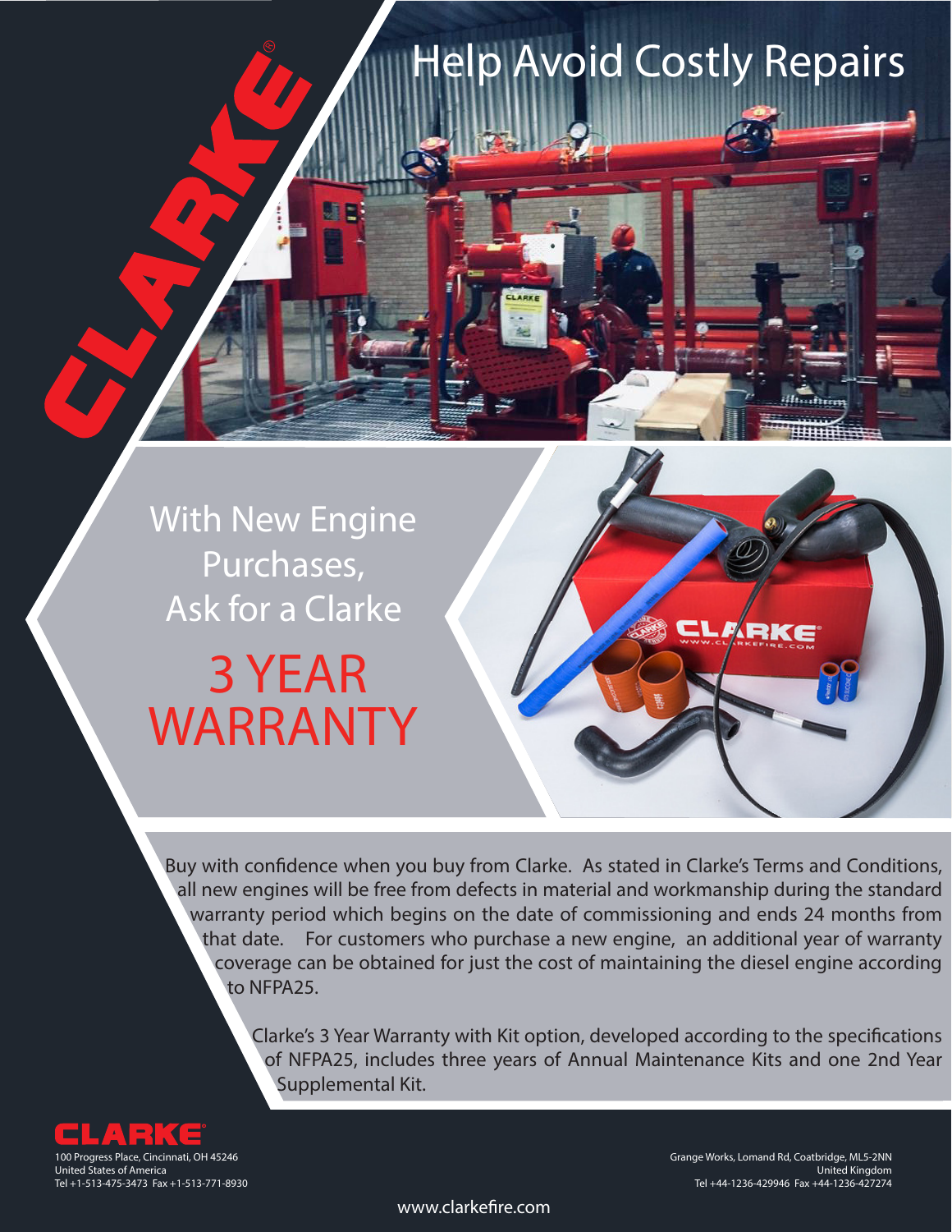# Help Avoid Costly Repairs

## With New Engine Purchases, Ask for a Clarke

## 3 YEAR WARRANTY

Buy with confidence when you buy from Clarke. As stated in Clarke's Terms and Conditions, all new engines will be free from defects in material and workmanship during the standard warranty period which begins on the date of commissioning and ends 24 months from that date. For customers who purchase a new engine, an additional year of warranty coverage can be obtained for just the cost of maintaining the diesel engine according to NFPA25.

Clarke's 3 Year Warranty with Kit option, developed according to the specifications of NFPA25, includes three years of Annual Maintenance Kits and one 2nd Year Supplemental Kit.

**CLARKE**

100 Progress Place, Cincinnati, OH 45246
United States of America
Tel +1-513-475-3473 Fax +1-513-771-8930

Grange Works, Lomand Rd, Coatbridge, ML5-2NN
United Kingdom
Tel +44-1236-429946 Fax +44-1236-427274

www.clarkefire.com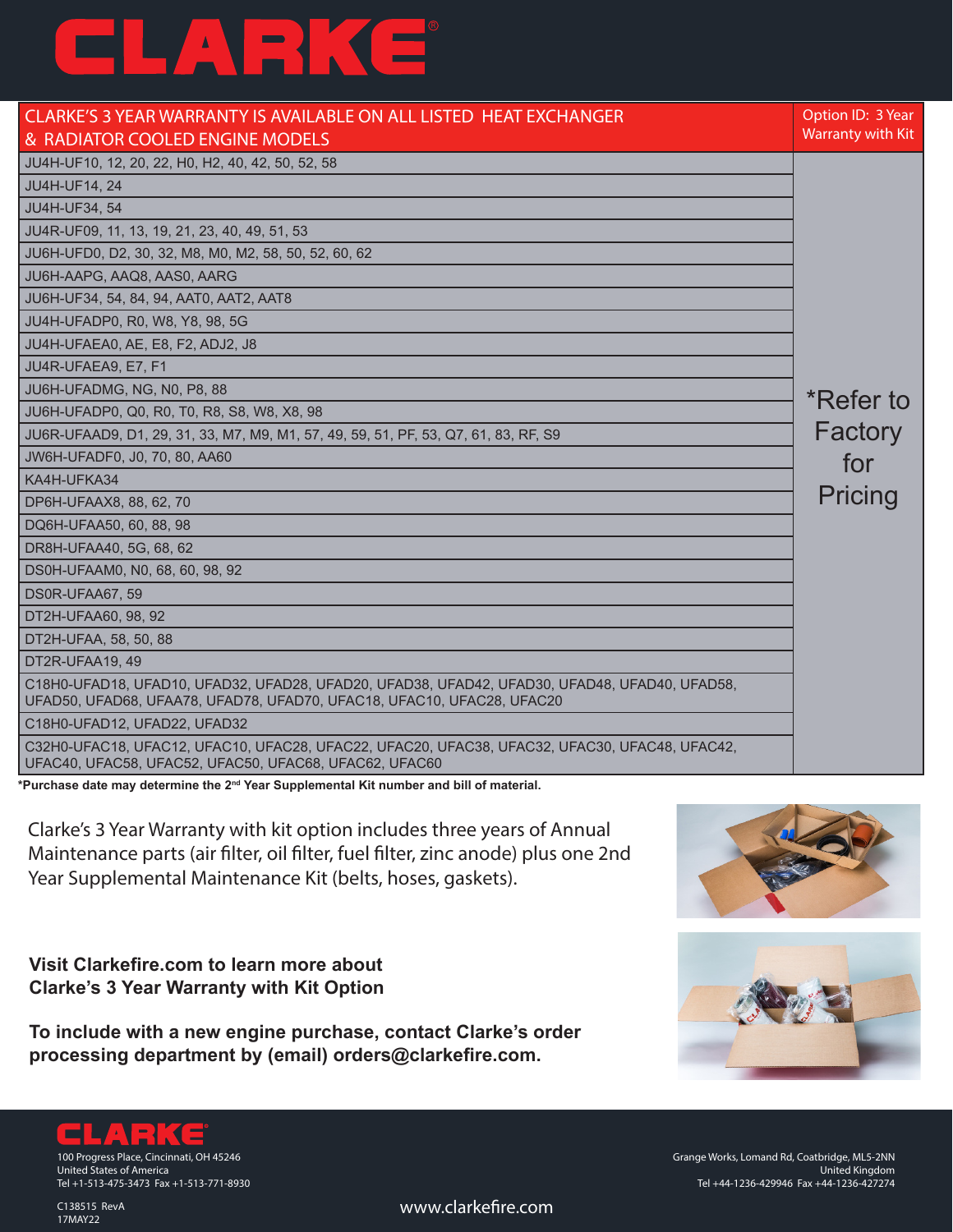# CLARKE®

| CLARKE'S 3 YEAR WARRANTY IS AVAILABLE ON ALL LISTED HEAT EXCHANGER & RADIATOR COOLED ENGINE MODELS | Option ID: 3 Year Warranty with Kit |
|---|---|
| JU4H-UF10, 12, 20, 22, H0, H2, 40, 42, 50, 52, 58 | *Refer to Factory for Pricing |
| JU4H-UF14, 24 | |
| JU4H-UF34, 54 | |
| JU4R-UF09, 11, 13, 19, 21, 23, 40, 49, 51, 53 | |
| JU6H-UFD0, D2, 30, 32, M8, M0, M2, 58, 50, 52, 60, 62 | |
| JU6H-AAPG, AAQ8, AAS0, AARG | |
| JU6H-UF34, 54, 84, 94, AAT0, AAT2, AAT8 | |
| JU4H-UFADP0, R0, W8, Y8, 98, 5G | |
| JU4H-UFAEA0, AE, E8, F2, ADJ2, J8 | |
| JU4R-UFAEA9, E7, F1 | |
| JU6H-UFADMG, NG, N0, P8, 88 | |
| JU6H-UFADP0, Q0, R0, T0, R8, S8, W8, X8, 98 | |
| JU6R-UFAAD9, D1, 29, 31, 33, M7, M9, M1, 57, 49, 59, 51, PF, 53, Q7, 61, 83, RF, S9 | |
| JW6H-UFADF0, J0, 70, 80, AA60 | |
| KA4H-UFKA34 | |
| DP6H-UFAAX8, 88, 62, 70 | |
| DQ6H-UFAA50, 60, 88, 98 | |
| DR8H-UFAA40, 5G, 68, 62 | |
| DS0H-UFAAM0, N0, 68, 60, 98, 92 | |
| DS0R-UFAA67, 59 | |
| DT2H-UFAA60, 98, 92 | |
| DT2H-UFAA, 58, 50, 88 | |
| DT2R-UFAA19, 49 | |
| C18H0-UFAD18, UFAD10, UFAD32, UFAD28, UFAD20, UFAD38, UFAD42, UFAD30, UFAD48, UFAD40, UFAD58, UFAD50, UFAD68, UFAA78, UFAD78, UFAD70, UFAC18, UFAC10, UFAC28, UFAC20 | |
| C18H0-UFAD12, UFAD22, UFAD32 | |
| C32H0-UFAC18, UFAC12, UFAC10, UFAC28, UFAC22, UFAC20, UFAC38, UFAC32, UFAC30, UFAC48, UFAC42, UFAC40, UFAC58, UFAC52, UFAC50, UFAC68, UFAC62, UFAC60 | |

***Purchase date may determine the 2nd Year Supplemental Kit number and bill of material.**

Clarke's 3 Year Warranty with kit option includes three years of Annual Maintenance parts (air filter, oil filter, fuel filter, zinc anode) plus one 2nd Year Supplemental Maintenance Kit (belts, hoses, gaskets).

**Visit Clarkefire.com to learn more about Clarke's 3 Year Warranty with Kit Option**

**To include with a new engine purchase, contact Clarke's order processing department by (email) orders@clarkefire.com.**

CLARKE®

100 Progress Place, Cincinnati, OH 45246
United States of America
Tel +1-513-475-3473 Fax +1-513-771-8930

Grange Works, Lomand Rd, Coatbridge, ML5-2NN
United Kingdom
Tel +44-1236-429946 Fax +44-1236-427274

C138515 RevA
17MAY22

www.clarkefire.com